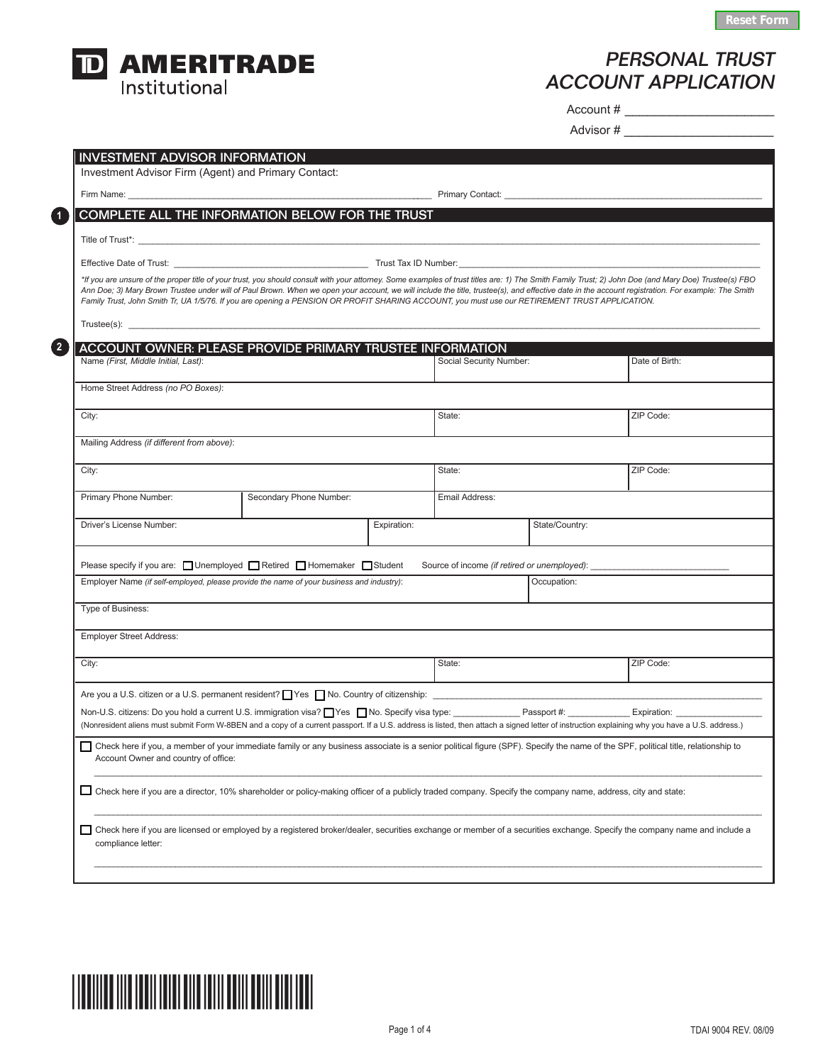Reset Form

**TD AMERITRADE Institutional**

# PERSONAL TRUST ACCOUNT APPLICATION

Account # ____________________

Advisor # ____________________

## INVESTMENT ADVISOR INFORMATION

Investment Advisor Firm (Agent) and Primary Contact:

Firm Name: ____________________ Primary Contact: ____________________

## 1 COMPLETE ALL THE INFORMATION BELOW FOR THE TRUST

Title of Trust*: ____________________

Effective Date of Trust: ____________________ Trust Tax ID Number: ____________________

*\*If you are unsure of the proper title of your trust, you should consult with your attorney. Some examples of trust titles are: 1) The Smith Family Trust; 2) John Doe (and Mary Doe) Trustee(s) FBO Ann Doe; 3) Mary Brown Trustee under will of Paul Brown. When we open your account, we will include the title, trustee(s), and effective date in the account registration. For example: The Smith Family Trust, John Smith Tr, UA 1/5/76. If you are opening a PENSION OR PROFIT SHARING ACCOUNT, you must use our RETIREMENT TRUST APPLICATION.*

Trustee(s): ____________________

## 2 ACCOUNT OWNER: PLEASE PROVIDE PRIMARY TRUSTEE INFORMATION

| Name *(First, Middle Initial, Last)*: | Social Security Number: | Date of Birth: |
|---|---|---|
| Home Street Address *(no PO Boxes)*: | | |
| City: | State: | ZIP Code: |
| Mailing Address *(if different from above)*: | | |
| City: | State: | ZIP Code: |

| Primary Phone Number: | Secondary Phone Number: | Email Address: |
|---|---|---|

| Driver's License Number: | Expiration: | State/Country: |
|---|---|---|

Please specify if you are: ☐ Unemployed ☐ Retired ☐ Homemaker ☐ Student Source of income *(if retired or unemployed)*: ____________________

| Employer Name *(if self-employed, please provide the name of your business and industry)*: | Occupation: | |
|---|---|---|
| Type of Business: | | |
| Employer Street Address: | | |
| City: | State: | ZIP Code: |

Are you a U.S. citizen or a U.S. permanent resident? ☐ Yes ☐ No. Country of citizenship: ____________________

Non-U.S. citizens: Do you hold a current U.S. immigration visa? ☐ Yes ☐ No. Specify visa type: __________ Passport #: __________ Expiration: __________

(Nonresident aliens must submit Form W-8BEN and a copy of a current passport. If a U.S. address is listed, then attach a signed letter of instruction explaining why you have a U.S. address.)

☐ Check here if you, a member of your immediate family or any business associate is a senior political figure (SPF). Specify the name of the SPF, political title, relationship to Account Owner and country of office:

____________________

☐ Check here if you are a director, 10% shareholder or policy-making officer of a publicly traded company. Specify the company name, address, city and state:

____________________

☐ Check here if you are licensed or employed by a registered broker/dealer, securities exchange or member of a securities exchange. Specify the company name and include a compliance letter:

____________________

TDAI 9004 REV. 08/09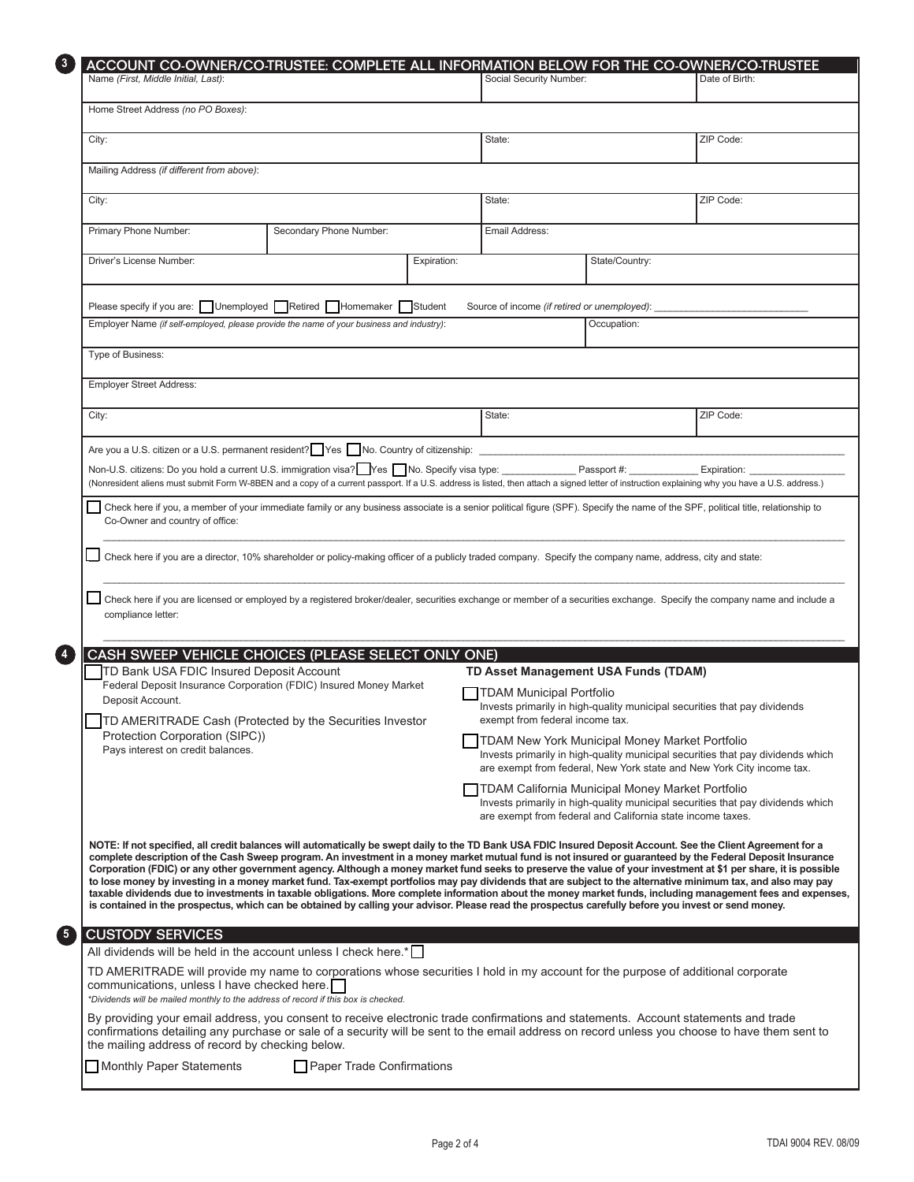## 3 ACCOUNT CO-OWNER/CO-TRUSTEE: COMPLETE ALL INFORMATION BELOW FOR THE CO-OWNER/CO-TRUSTEE

| Name *(First, Middle Initial, Last)*: | | Social Security Number: | Date of Birth: |
|---|---|---|---|
| Home Street Address *(no PO Boxes)*: | | | |
| City: | | State: | ZIP Code: |
| Mailing Address *(if different from above)*: | | | |
| City: | | State: | ZIP Code: |
| Primary Phone Number: | Secondary Phone Number: | Email Address: | |
| Driver's License Number: | Expiration: | State/Country: | |

Please specify if you are: ☐ Unemployed ☐ Retired ☐ Homemaker ☐ Student Source of income *(if retired or unemployed)*: ____________________

| Employer Name *(if self-employed, please provide the name of your business and industry)*: | | Occupation: |
|---|---|---|
| Type of Business: | | |
| Employer Street Address: | | |
| City: | State: | ZIP Code: |

Are you a U.S. citizen or a U.S. permanent resident? ☐ Yes ☐ No. Country of citizenship: ____________________

Non-U.S. citizens: Do you hold a current U.S. immigration visa? ☐ Yes ☐ No. Specify visa type: __________ Passport #: __________ Expiration: __________

(Nonresident aliens must submit Form W-8BEN and a copy of a current passport. If a U.S. address is listed, then attach a signed letter of instruction explaining why you have a U.S. address.)

☐ Check here if you, a member of your immediate family or any business associate is a senior political figure (SPF). Specify the name of the SPF, political title, relationship to Co-Owner and country of office:

____________________

☐ Check here if you are a director, 10% shareholder or policy-making officer of a publicly traded company. Specify the company name, address, city and state:

____________________

☐ Check here if you are licensed or employed by a registered broker/dealer, securities exchange or member of a securities exchange. Specify the company name and include a compliance letter:

____________________

## 4 CASH SWEEP VEHICLE CHOICES (PLEASE SELECT ONLY ONE)

☐ TD Bank USA FDIC Insured Deposit Account
Federal Deposit Insurance Corporation (FDIC) Insured Money Market Deposit Account.

☐ TD AMERITRADE Cash (Protected by the Securities Investor Protection Corporation (SIPC))
Pays interest on credit balances.

**TD Asset Management USA Funds (TDAM)**

☐ TDAM Municipal Portfolio
Invests primarily in high-quality municipal securities that pay dividends exempt from federal income tax.

☐ TDAM New York Municipal Money Market Portfolio
Invests primarily in high-quality municipal securities that pay dividends which are exempt from federal, New York state and New York City income tax.

☐ TDAM California Municipal Money Market Portfolio
Invests primarily in high-quality municipal securities that pay dividends which are exempt from federal and California state income taxes.

**NOTE: If not specified, all credit balances will automatically be swept daily to the TD Bank USA FDIC Insured Deposit Account. See the Client Agreement for a complete description of the Cash Sweep program. An investment in a money market mutual fund is not insured or guaranteed by the Federal Deposit Insurance Corporation (FDIC) or any other government agency. Although a money market fund seeks to preserve the value of your investment at $1 per share, it is possible to lose money by investing in a money market fund. Tax-exempt portfolios may pay dividends that are subject to the alternative minimum tax, and also may pay taxable dividends due to investments in taxable obligations. More complete information about the money market funds, including management fees and expenses, is contained in the prospectus, which can be obtained by calling your advisor. Please read the prospectus carefully before you invest or send money.**

## 5 CUSTODY SERVICES

All dividends will be held in the account unless I check here.* ☐

TD AMERITRADE will provide my name to corporations whose securities I hold in my account for the purpose of additional corporate communications, unless I have checked here. ☐

*\*Dividends will be mailed monthly to the address of record if this box is checked.*

By providing your email address, you consent to receive electronic trade confirmations and statements. Account statements and trade confirmations detailing any purchase or sale of a security will be sent to the email address on record unless you choose to have them sent to the mailing address of record by checking below.

☐ Monthly Paper Statements ☐ Paper Trade Confirmations

TDAI 9004 REV. 08/09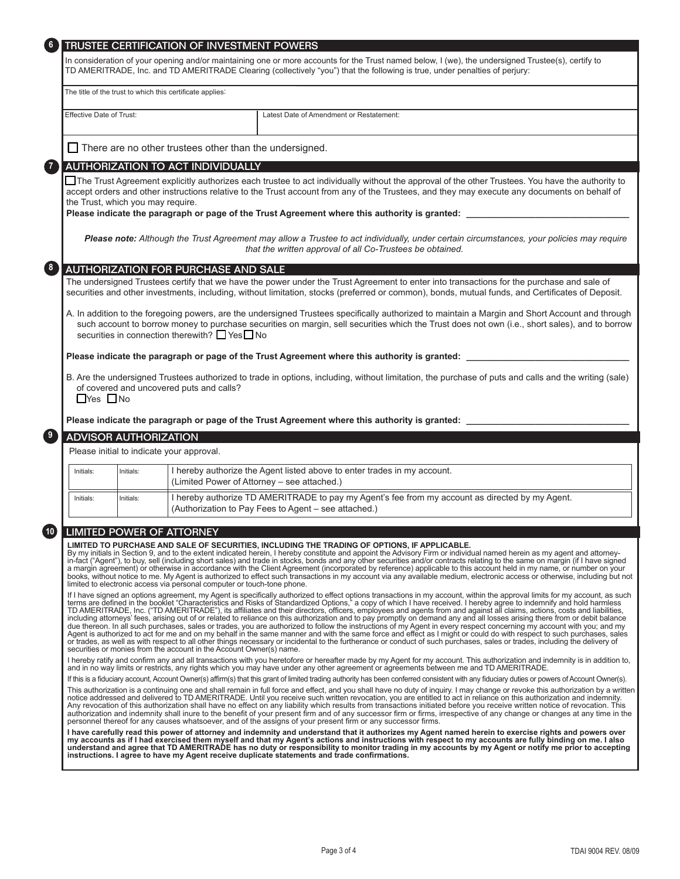## 6 TRUSTEE CERTIFICATION OF INVESTMENT POWERS

In consideration of your opening and/or maintaining one or more accounts for the Trust named below, I (we), the undersigned Trustee(s), certify to TD AMERITRADE, Inc. and TD AMERITRADE Clearing (collectively "you") that the following is true, under penalties of perjury:

| The title of the trust to which this certificate applies: | |
|---|---|
| Effective Date of Trust: | Latest Date of Amendment or Restatement: |

☐ There are no other trustees other than the undersigned.

## 7 AUTHORIZATION TO ACT INDIVIDUALLY

☐ The Trust Agreement explicitly authorizes each trustee to act individually without the approval of the other Trustees. You have the authority to accept orders and other instructions relative to the Trust account from any of the Trustees, and they may execute any documents on behalf of the Trust, which you may require.

**Please indicate the paragraph or page of the Trust Agreement where this authority is granted: \_\_\_\_\_\_\_\_\_\_\_\_\_\_\_\_\_\_\_\_\_\_\_\_\_\_\_\_\_\_\_\_**

***Please note:*** *Although the Trust Agreement may allow a Trustee to act individually, under certain circumstances, your policies may require that the written approval of all Co-Trustees be obtained.*

## 8 AUTHORIZATION FOR PURCHASE AND SALE

The undersigned Trustees certify that we have the power under the Trust Agreement to enter into transactions for the purchase and sale of securities and other investments, including, without limitation, stocks (preferred or common), bonds, mutual funds, and Certificates of Deposit.

A. In addition to the foregoing powers, are the undersigned Trustees specifically authorized to maintain a Margin and Short Account and through such account to borrow money to purchase securities on margin, sell securities which the Trust does not own (i.e., short sales), and to borrow securities in connection therewith? ☐ Yes ☐ No

**Please indicate the paragraph or page of the Trust Agreement where this authority is granted: \_\_\_\_\_\_\_\_\_\_\_\_\_\_\_\_\_\_\_\_\_\_\_\_\_\_\_\_\_\_\_\_**

B. Are the undersigned Trustees authorized to trade in options, including, without limitation, the purchase of puts and calls and the writing (sale) of covered and uncovered puts and calls?
☐ Yes ☐ No

**Please indicate the paragraph or page of the Trust Agreement where this authority is granted: \_\_\_\_\_\_\_\_\_\_\_\_\_\_\_\_\_\_\_\_\_\_\_\_\_\_\_\_\_\_\_\_**

## 9 ADVISOR AUTHORIZATION

Please initial to indicate your approval.

| Initials: | Initials: | I hereby authorize the Agent listed above to enter trades in my account. (Limited Power of Attorney – see attached.) |
|---|---|---|
| Initials: | Initials: | I hereby authorize TD AMERITRADE to pay my Agent's fee from my account as directed by my Agent. (Authorization to Pay Fees to Agent – see attached.) |

## 10 LIMITED POWER OF ATTORNEY

**LIMITED TO PURCHASE AND SALE OF SECURITIES, INCLUDING THE TRADING OF OPTIONS, IF APPLICABLE.**
By my initials in Section 9, and to the extent indicated herein, I hereby constitute and appoint the Advisory Firm or individual named herein as my agent and attorney-in-fact ("Agent"), to buy, sell (including short sales) and trade in stocks, bonds and any other securities and/or contracts relating to the same on margin (if I have signed a margin agreement) or otherwise in accordance with the Client Agreement (incorporated by reference) applicable to this account held in my name, or number on your books, without notice to me. My Agent is authorized to effect such transactions in my account via any available medium, electronic access or otherwise, including but not limited to electronic access via personal computer or touch-tone phone.

If I have signed an options agreement, my Agent is specifically authorized to effect options transactions in my account, within the approval limits for my account, as such terms are defined in the booklet "Characteristics and Risks of Standardized Options," a copy of which I have received. I hereby agree to indemnify and hold harmless TD AMERITRADE, Inc. ("TD AMERITRADE"), its affiliates and their directors, officers, employees and agents from and against all claims, actions, costs and liabilities, including attorneys' fees, arising out of or related to reliance on this authorization and to pay promptly on demand any and all losses arising there from or debit balance due thereon. In all such purchases, sales or trades, you are authorized to follow the instructions of my Agent in every respect concerning my account with you; and my Agent is authorized to act for me and on my behalf in the same manner and with the same force and effect as I might or could do with respect to such purchases, sales or trades, as well as with respect to all other things necessary or incidental to the furtherance or conduct of such purchases, sales or trades, including the delivery of securities or monies from the account in the Account Owner(s) name.

I hereby ratify and confirm any and all transactions with you heretofore or hereafter made by my Agent for my account. This authorization and indemnity is in addition to, and in no way limits or restricts, any rights which you may have under any other agreement or agreements between me and TD AMERITRADE.

If this is a fiduciary account, Account Owner(s) affirm(s) that this grant of limited trading authority has been conferred consistent with any fiduciary duties or powers of Account Owner(s).

This authorization is a continuing one and shall remain in full force and effect, and you shall have no duty of inquiry. I may change or revoke this authorization by a written notice addressed and delivered to TD AMERITRADE. Until you receive such written revocation, you are entitled to act in reliance on this authorization and indemnity. Any revocation of this authorization shall have no effect on any liability which results from transactions initiated before you receive written notice of revocation. This authorization and indemnity shall inure to the benefit of your present firm and of any successor firm or firms, irrespective of any change or changes at any time in the personnel thereof for any causes whatsoever, and of the assigns of your present firm or any successor firms.

**I have carefully read this power of attorney and indemnity and understand that it authorizes my Agent named herein to exercise rights and powers over my accounts as if I had exercised them myself and that my Agent's actions and instructions with respect to my accounts are fully binding on me. I also understand and agree that TD AMERITRADE has no duty or responsibility to monitor trading in my accounts by my Agent or notify me prior to accepting instructions. I agree to have my Agent receive duplicate statements and trade confirmations.**

TDAI 9004 REV. 08/09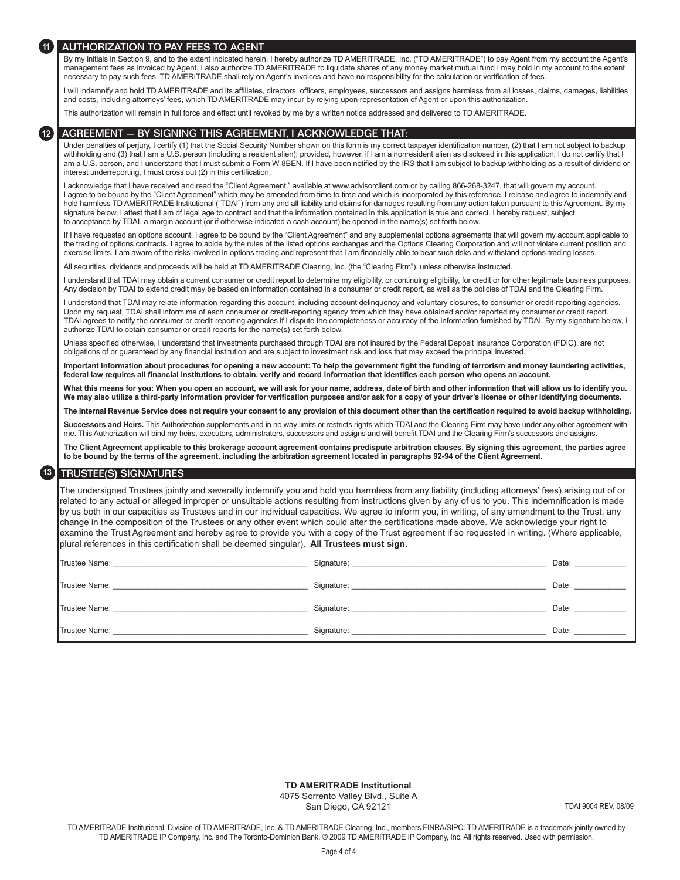## 11 AUTHORIZATION TO PAY FEES TO AGENT

By my initials in Section 9, and to the extent indicated herein, I hereby authorize TD AMERITRADE, Inc. ("TD AMERITRADE") to pay Agent from my account the Agent's management fees as invoiced by Agent. I also authorize TD AMERITRADE to liquidate shares of any money market mutual fund I may hold in my account to the extent necessary to pay such fees. TD AMERITRADE shall rely on Agent's invoices and have no responsibility for the calculation or verification of fees.

I will indemnify and hold TD AMERITRADE and its affiliates, directors, officers, employees, successors and assigns harmless from all losses, claims, damages, liabilities and costs, including attorneys' fees, which TD AMERITRADE may incur by relying upon representation of Agent or upon this authorization.

This authorization will remain in full force and effect until revoked by me by a written notice addressed and delivered to TD AMERITRADE.

## 12 AGREEMENT — BY SIGNING THIS AGREEMENT, I ACKNOWLEDGE THAT:

Under penalties of perjury, I certify (1) that the Social Security Number shown on this form is my correct taxpayer identification number, (2) that I am not subject to backup withholding and (3) that I am a U.S. person (including a resident alien); provided, however, if I am a nonresident alien as disclosed in this application, I do not certify that I am a U.S. person, and I understand that I must submit a Form W-8BEN. If I have been notified by the IRS that I am subject to backup withholding as a result of dividend or interest underreporting, I must cross out (2) in this certification.

I acknowledge that I have received and read the "Client Agreement," available at www.advisorclient.com or by calling 866-268-3247, that will govern my account. I agree to be bound by the "Client Agreement" which may be amended from time to time and which is incorporated by this reference. I release and agree to indemnify and hold harmless TD AMERITRADE Institutional ("TDAI") from any and all liability and claims for damages resulting from any action taken pursuant to this Agreement. By my signature below, I attest that I am of legal age to contract and that the information contained in this application is true and correct. I hereby request, subject to acceptance by TDAI, a margin account (or if otherwise indicated a cash account) be opened in the name(s) set forth below.

If I have requested an options account, I agree to be bound by the "Client Agreement" and any supplemental options agreements that will govern my account applicable to the trading of options contracts. I agree to abide by the rules of the listed options exchanges and the Options Clearing Corporation and will not violate current position and exercise limits. I am aware of the risks involved in options trading and represent that I am financially able to bear such risks and withstand options-trading losses.

All securities, dividends and proceeds will be held at TD AMERITRADE Clearing, Inc. (the "Clearing Firm"), unless otherwise instructed.

I understand that TDAI may obtain a current consumer or credit report to determine my eligibility, or continuing eligibility, for credit or for other legitimate business purposes. Any decision by TDAI to extend credit may be based on information contained in a consumer or credit report, as well as the policies of TDAI and the Clearing Firm.

I understand that TDAI may relate information regarding this account, including account delinquency and voluntary closures, to consumer or credit-reporting agencies. Upon my request, TDAI shall inform me of each consumer or credit-reporting agency from which they have obtained and/or reported my consumer or credit report. TDAI agrees to notify the consumer or credit-reporting agencies if I dispute the completeness or accuracy of the information furnished by TDAI. By my signature below, I authorize TDAI to obtain consumer or credit reports for the name(s) set forth below.

Unless specified otherwise, I understand that investments purchased through TDAI are not insured by the Federal Deposit Insurance Corporation (FDIC), are not obligations of or guaranteed by any financial institution and are subject to investment risk and loss that may exceed the principal invested.

**Important information about procedures for opening a new account: To help the government fight the funding of terrorism and money laundering activities, federal law requires all financial institutions to obtain, verify and record information that identifies each person who opens an account.**

**What this means for you: When you open an account, we will ask for your name, address, date of birth and other information that will allow us to identify you. We may also utilize a third-party information provider for verification purposes and/or ask for a copy of your driver's license or other identifying documents.**

**The Internal Revenue Service does not require your consent to any provision of this document other than the certification required to avoid backup withholding.**

**Successors and Heirs.** This Authorization supplements and in no way limits or restricts rights which TDAI and the Clearing Firm may have under any other agreement with me. This Authorization will bind my heirs, executors, administrators, successors and assigns and will benefit TDAI and the Clearing Firm's successors and assigns.

**The Client Agreement applicable to this brokerage account agreement contains predispute arbitration clauses. By signing this agreement, the parties agree to be bound by the terms of the agreement, including the arbitration agreement located in paragraphs 92-94 of the Client Agreement.**

## 13 TRUSTEE(S) SIGNATURES

The undersigned Trustees jointly and severally indemnify you and hold you harmless from any liability (including attorneys' fees) arising out of or related to any actual or alleged improper or unsuitable actions resulting from instructions given by any of us to you. This indemnification is made by us both in our capacities as Trustees and in our individual capacities. We agree to inform you, in writing, of any amendment to the Trust, any change in the composition of the Trustees or any other event which could alter the certifications made above. We acknowledge your right to examine the Trust Agreement and hereby agree to provide you with a copy of the Trust agreement if so requested in writing. (Where applicable, plural references in this certification shall be deemed singular). **All Trustees must sign.**

Trustee Name: ______________________ Signature: ______________________ Date: __________

Trustee Name: ______________________ Signature: ______________________ Date: __________

Trustee Name: ______________________ Signature: ______________________ Date: __________

Trustee Name: ______________________ Signature: ______________________ Date: __________

**TD AMERITRADE Institutional**
4075 Sorrento Valley Blvd., Suite A
San Diego, CA 92121

TDAI 9004 REV. 08/09

TD AMERITRADE Institutional, Division of TD AMERITRADE, Inc. & TD AMERITRADE Clearing, Inc., members FINRA/SIPC. TD AMERITRADE is a trademark jointly owned by TD AMERITRADE IP Company, Inc. and The Toronto-Dominion Bank. © 2009 TD AMERITRADE IP Company, Inc. All rights reserved. Used with permission.